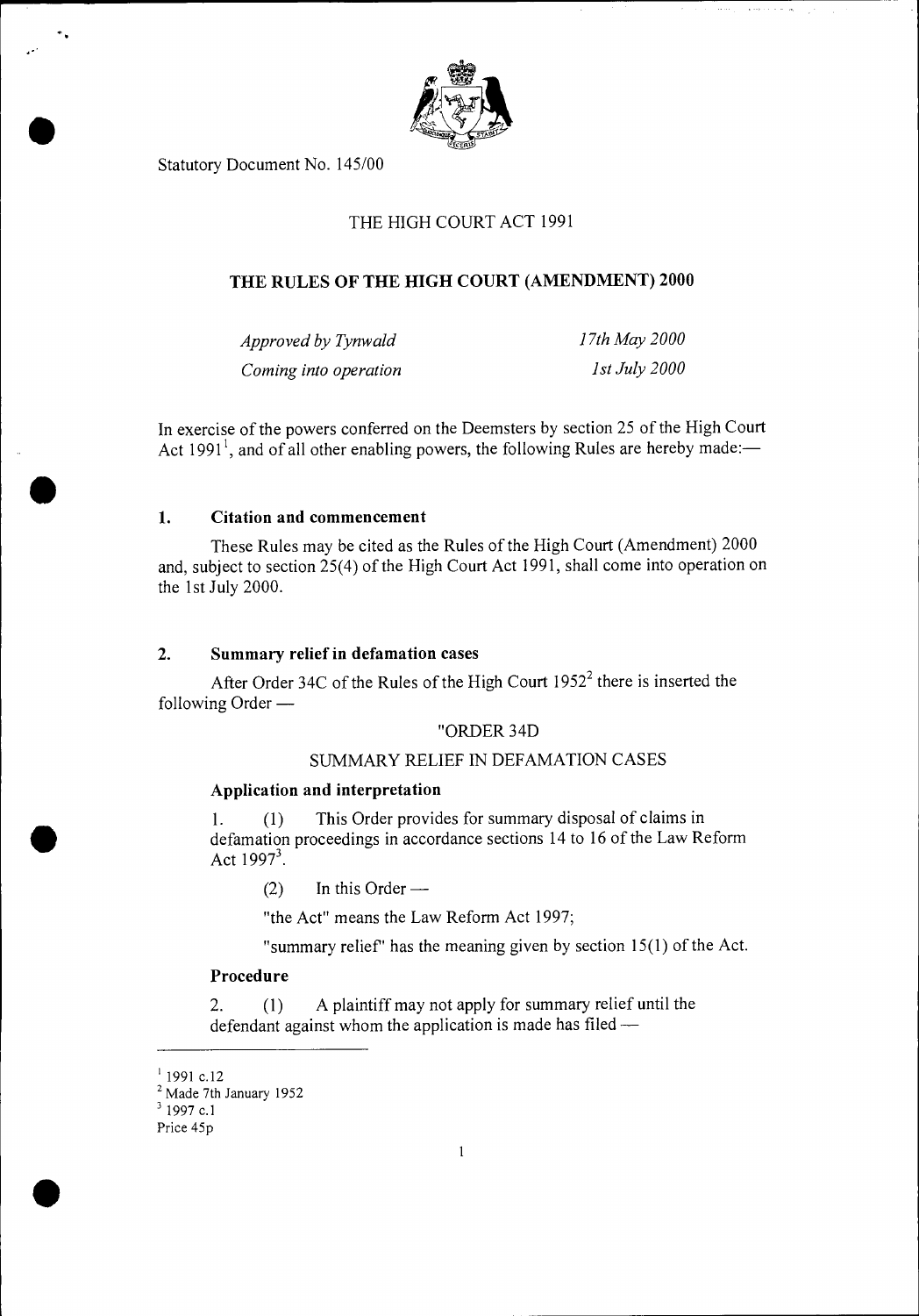Statutory Document No. 145/00

THE HIGH COURT ACT 1991

# THE RULES OF THE HIGH COURT (AMENDMENT) 2000

| *Approved by Tynwald* | *17th May 2000* |
|---|---|
| *Coming into operation* | *1st July 2000* |

In exercise of the powers conferred on the Deemsters by section 25 of the High Court Act 1991[1], and of all other enabling powers, the following Rules are hereby made:—

## 1. Citation and commencement

These Rules may be cited as the Rules of the High Court (Amendment) 2000 and, subject to section 25(4) of the High Court Act 1991, shall come into operation on the 1st July 2000.

## 2. Summary relief in defamation cases

After Order 34C of the Rules of the High Court 1952[2] there is inserted the following Order —

"ORDER 34D

SUMMARY RELIEF IN DEFAMATION CASES

### Application and interpretation

1. (1) This Order provides for summary disposal of claims in defamation proceedings in accordance sections 14 to 16 of the Law Reform Act 1997[3].

(2) In this Order —

"the Act" means the Law Reform Act 1997;

"summary relief" has the meaning given by section 15(1) of the Act.

### Procedure

2. (1) A plaintiff may not apply for summary relief until the defendant against whom the application is made has filed —

---

[1] 1991 c.12
[2] Made 7th January 1952
[3] 1997 c.1
Price 45p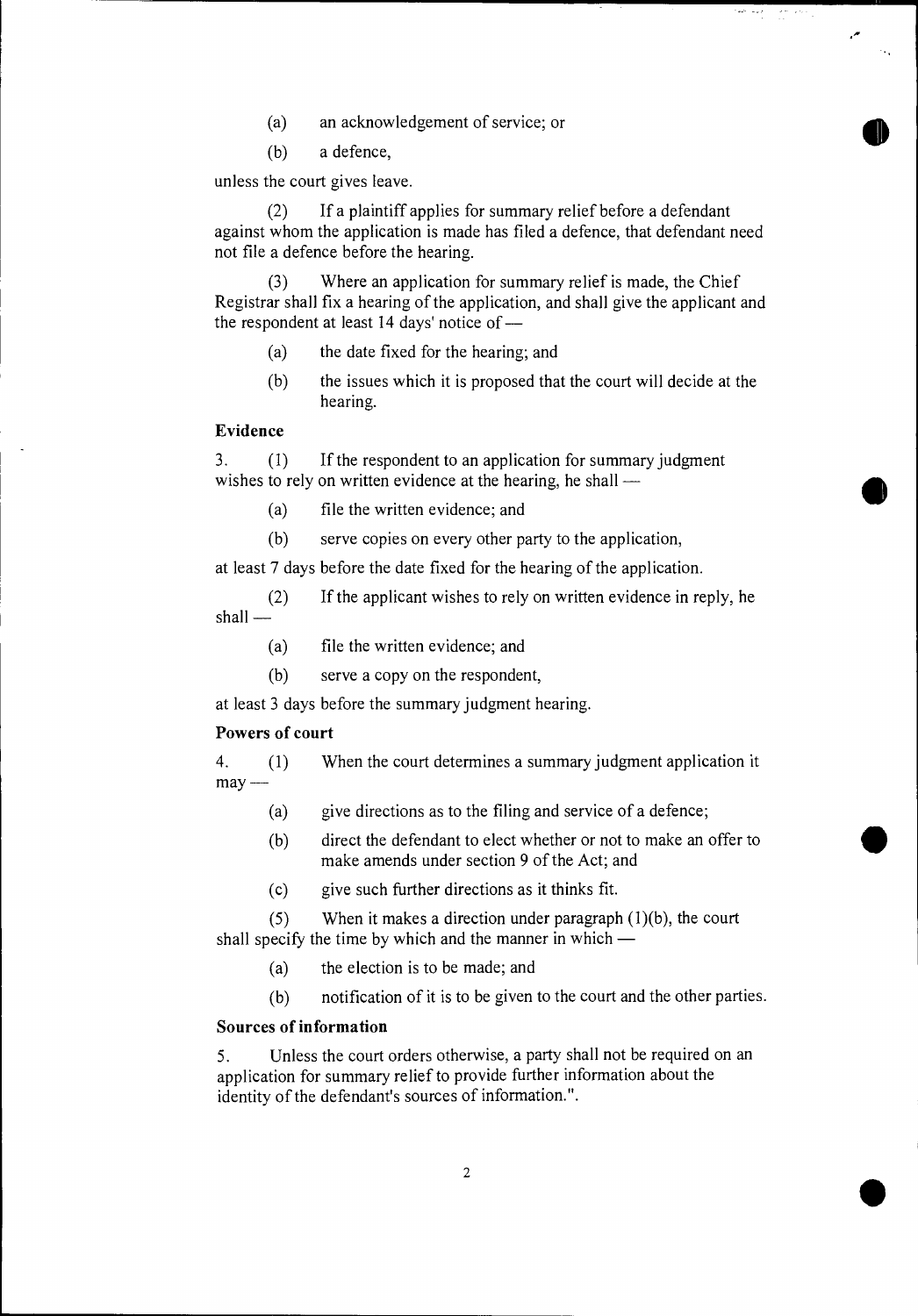(a) an acknowledgement of service; or

(b) a defence,

unless the court gives leave.

(2) If a plaintiff applies for summary relief before a defendant against whom the application is made has filed a defence, that defendant need not file a defence before the hearing.

(3) Where an application for summary relief is made, the Chief Registrar shall fix a hearing of the application, and shall give the applicant and the respondent at least 14 days' notice of —

(a) the date fixed for the hearing; and

(b) the issues which it is proposed that the court will decide at the hearing.

**Evidence**

3. (1) If the respondent to an application for summary judgment wishes to rely on written evidence at the hearing, he shall —

(a) file the written evidence; and

(b) serve copies on every other party to the application,

at least 7 days before the date fixed for the hearing of the application.

(2) If the applicant wishes to rely on written evidence in reply, he shall —

(a) file the written evidence; and

(b) serve a copy on the respondent,

at least 3 days before the summary judgment hearing.

**Powers of court**

4. (1) When the court determines a summary judgment application it may —

(a) give directions as to the filing and service of a defence;

(b) direct the defendant to elect whether or not to make an offer to make amends under section 9 of the Act; and

(c) give such further directions as it thinks fit.

(5) When it makes a direction under paragraph (1)(b), the court shall specify the time by which and the manner in which —

(a) the election is to be made; and

(b) notification of it is to be given to the court and the other parties.

**Sources of information**

5. Unless the court orders otherwise, a party shall not be required on an application for summary relief to provide further information about the identity of the defendant's sources of information.".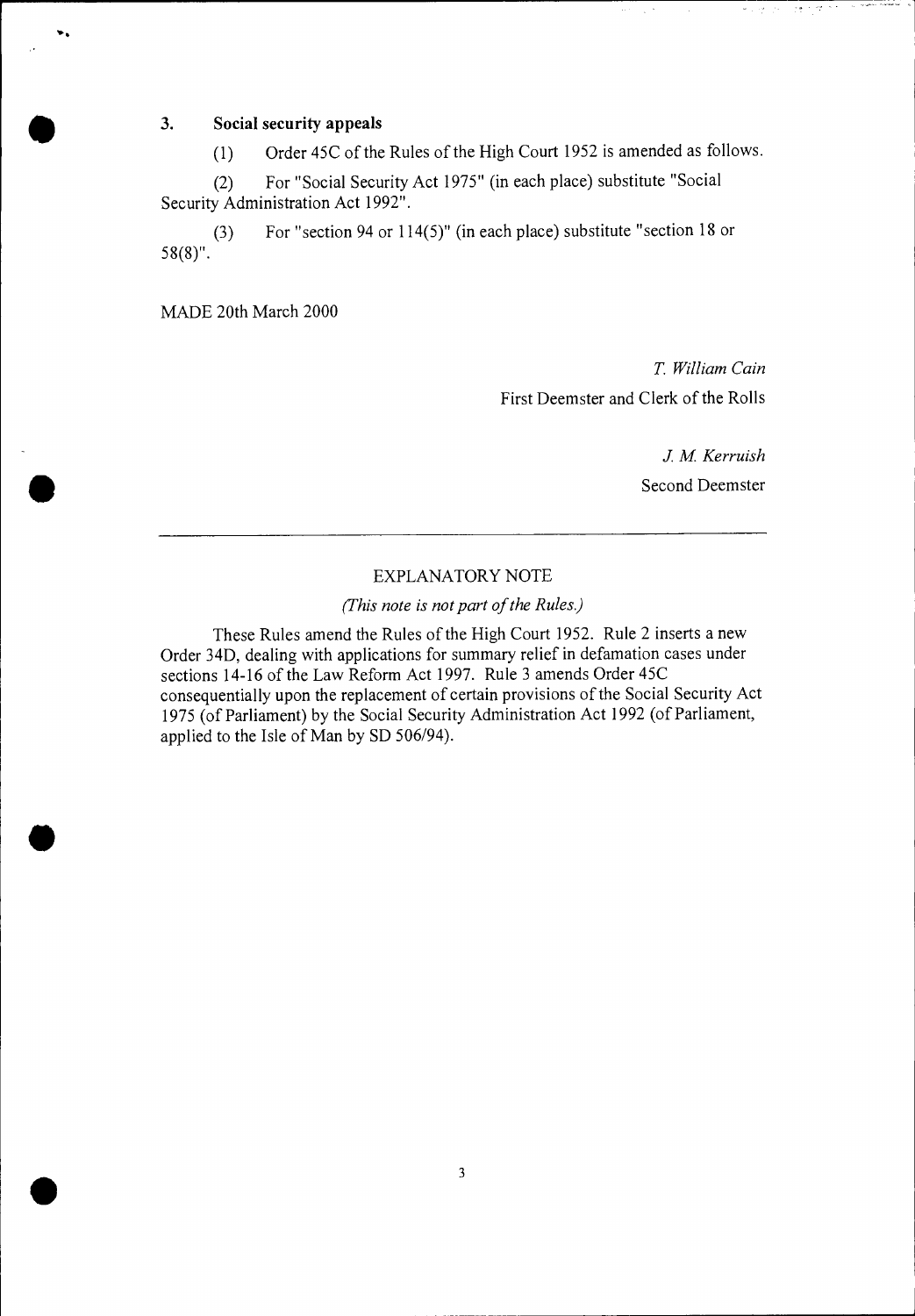### 3. Social security appeals

(1) Order 45C of the Rules of the High Court 1952 is amended as follows.

(2) For "Social Security Act 1975" (in each place) substitute "Social Security Administration Act 1992".

(3) For "section 94 or 114(5)" (in each place) substitute "section 18 or 58(8)".

MADE 20th March 2000

*T. William Cain*
First Deemster and Clerk of the Rolls

*J. M. Kerruish*
Second Deemster

---

## EXPLANATORY NOTE

*(This note is not part of the Rules.)*

These Rules amend the Rules of the High Court 1952. Rule 2 inserts a new Order 34D, dealing with applications for summary relief in defamation cases under sections 14-16 of the Law Reform Act 1997. Rule 3 amends Order 45C consequentially upon the replacement of certain provisions of the Social Security Act 1975 (of Parliament) by the Social Security Administration Act 1992 (of Parliament, applied to the Isle of Man by SD 506/94).